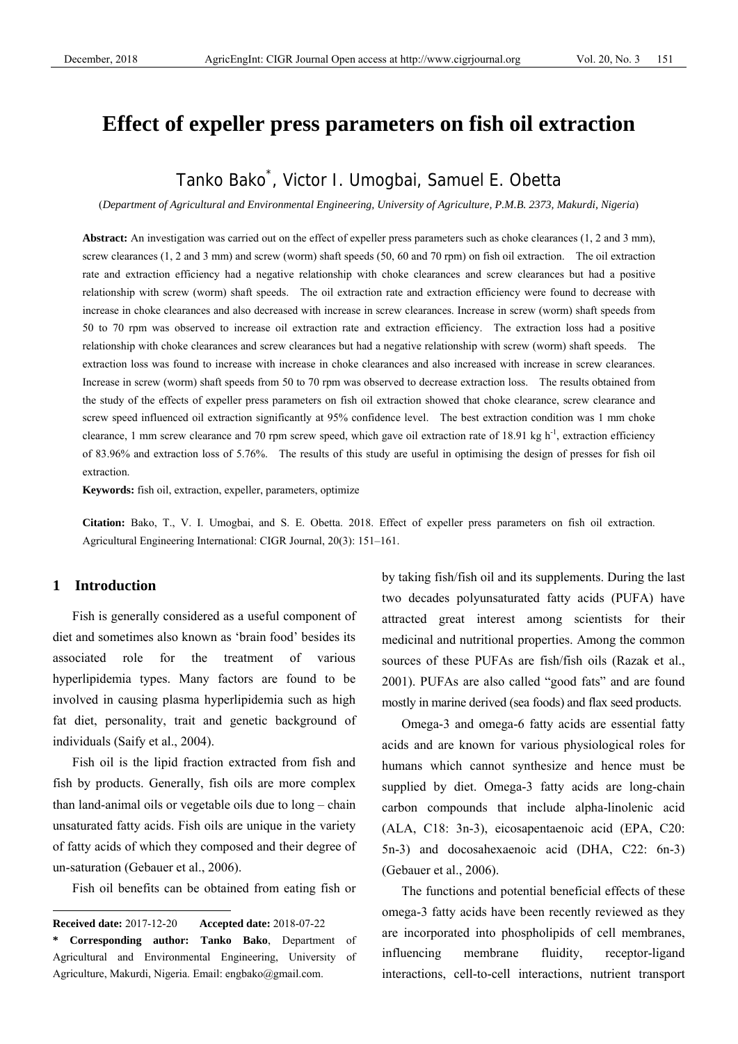# Effect of expeller press parameters on fish oil extraction

Tanko Bako*, Victor I. Umogbai, Samuel E. Obetta

(*Department of Agricultural and Environmental Engineering, University of Agriculture, P.M.B. 2373, Makurdi, Nigeria*)

**Abstract:** An investigation was carried out on the effect of expeller press parameters such as choke clearances (1, 2 and 3 mm), screw clearances (1, 2 and 3 mm) and screw (worm) shaft speeds (50, 60 and 70 rpm) on fish oil extraction. The oil extraction rate and extraction efficiency had a negative relationship with choke clearances and screw clearances but had a positive relationship with screw (worm) shaft speeds. The oil extraction rate and extraction efficiency were found to decrease with increase in choke clearances and also decreased with increase in screw clearances. Increase in screw (worm) shaft speeds from 50 to 70 rpm was observed to increase oil extraction rate and extraction efficiency. The extraction loss had a positive relationship with choke clearances and screw clearances but had a negative relationship with screw (worm) shaft speeds. The extraction loss was found to increase with increase in choke clearances and also increased with increase in screw clearances. Increase in screw (worm) shaft speeds from 50 to 70 rpm was observed to decrease extraction loss. The results obtained from the study of the effects of expeller press parameters on fish oil extraction showed that choke clearance, screw clearance and screw speed influenced oil extraction significantly at 95% confidence level. The best extraction condition was 1 mm choke clearance, 1 mm screw clearance and 70 rpm screw speed, which gave oil extraction rate of 18.91 kg h$^{-1}$, extraction efficiency of 83.96% and extraction loss of 5.76%. The results of this study are useful in optimising the design of presses for fish oil extraction.

**Keywords:** fish oil, extraction, expeller, parameters, optimize

**Citation:** Bako, T., V. I. Umogbai, and S. E. Obetta. 2018. Effect of expeller press parameters on fish oil extraction. Agricultural Engineering International: CIGR Journal, 20(3): 151–161.

## 1 Introduction

Fish is generally considered as a useful component of diet and sometimes also known as 'brain food' besides its associated role for the treatment of various hyperlipidemia types. Many factors are found to be involved in causing plasma hyperlipidemia such as high fat diet, personality, trait and genetic background of individuals (Saify et al., 2004).

Fish oil is the lipid fraction extracted from fish and fish by products. Generally, fish oils are more complex than land-animal oils or vegetable oils due to long – chain unsaturated fatty acids. Fish oils are unique in the variety of fatty acids of which they composed and their degree of un-saturation (Gebauer et al., 2006).

Fish oil benefits can be obtained from eating fish or by taking fish/fish oil and its supplements. During the last two decades polyunsaturated fatty acids (PUFA) have attracted great interest among scientists for their medicinal and nutritional properties. Among the common sources of these PUFAs are fish/fish oils (Razak et al., 2001). PUFAs are also called "good fats" and are found mostly in marine derived (sea foods) and flax seed products.

Omega-3 and omega-6 fatty acids are essential fatty acids and are known for various physiological roles for humans which cannot synthesize and hence must be supplied by diet. Omega-3 fatty acids are long-chain carbon compounds that include alpha-linolenic acid (ALA, C18: 3n-3), eicosapentaenoic acid (EPA, C20: 5n-3) and docosahexaenoic acid (DHA, C22: 6n-3) (Gebauer et al., 2006).

The functions and potential beneficial effects of these omega-3 fatty acids have been recently reviewed as they are incorporated into phospholipids of cell membranes, influencing membrane fluidity, receptor-ligand interactions, cell-to-cell interactions, nutrient transport

---

**Received date:** 2017-12-20 **Accepted date:** 2018-07-22

**\* Corresponding author: Tanko Bako**, Department of Agricultural and Environmental Engineering, University of Agriculture, Makurdi, Nigeria. Email: engbako@gmail.com.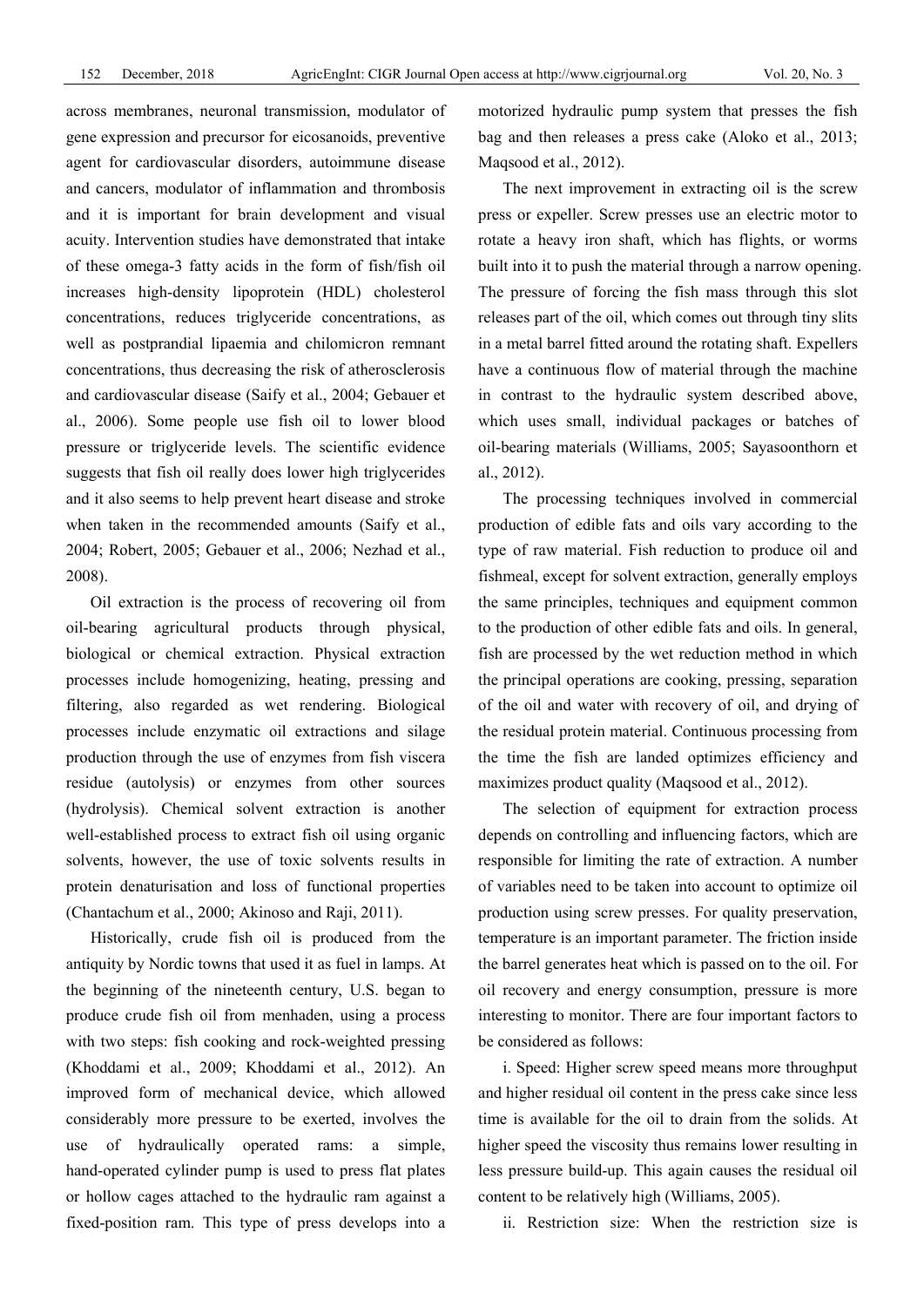across membranes, neuronal transmission, modulator of gene expression and precursor for eicosanoids, preventive agent for cardiovascular disorders, autoimmune disease and cancers, modulator of inflammation and thrombosis and it is important for brain development and visual acuity. Intervention studies have demonstrated that intake of these omega-3 fatty acids in the form of fish/fish oil increases high-density lipoprotein (HDL) cholesterol concentrations, reduces triglyceride concentrations, as well as postprandial lipaemia and chilomicron remnant concentrations, thus decreasing the risk of atherosclerosis and cardiovascular disease (Saify et al., 2004; Gebauer et al., 2006). Some people use fish oil to lower blood pressure or triglyceride levels. The scientific evidence suggests that fish oil really does lower high triglycerides and it also seems to help prevent heart disease and stroke when taken in the recommended amounts (Saify et al., 2004; Robert, 2005; Gebauer et al., 2006; Nezhad et al., 2008).

Oil extraction is the process of recovering oil from oil-bearing agricultural products through physical, biological or chemical extraction. Physical extraction processes include homogenizing, heating, pressing and filtering, also regarded as wet rendering. Biological processes include enzymatic oil extractions and silage production through the use of enzymes from fish viscera residue (autolysis) or enzymes from other sources (hydrolysis). Chemical solvent extraction is another well-established process to extract fish oil using organic solvents, however, the use of toxic solvents results in protein denaturisation and loss of functional properties (Chantachum et al., 2000; Akinoso and Raji, 2011).

Historically, crude fish oil is produced from the antiquity by Nordic towns that used it as fuel in lamps. At the beginning of the nineteenth century, U.S. began to produce crude fish oil from menhaden, using a process with two steps: fish cooking and rock-weighted pressing (Khoddami et al., 2009; Khoddami et al., 2012). An improved form of mechanical device, which allowed considerably more pressure to be exerted, involves the use of hydraulically operated rams: a simple, hand-operated cylinder pump is used to press flat plates or hollow cages attached to the hydraulic ram against a fixed-position ram. This type of press develops into a motorized hydraulic pump system that presses the fish bag and then releases a press cake (Aloko et al., 2013; Maqsood et al., 2012).

The next improvement in extracting oil is the screw press or expeller. Screw presses use an electric motor to rotate a heavy iron shaft, which has flights, or worms built into it to push the material through a narrow opening. The pressure of forcing the fish mass through this slot releases part of the oil, which comes out through tiny slits in a metal barrel fitted around the rotating shaft. Expellers have a continuous flow of material through the machine in contrast to the hydraulic system described above, which uses small, individual packages or batches of oil-bearing materials (Williams, 2005; Sayasoonthorn et al., 2012).

The processing techniques involved in commercial production of edible fats and oils vary according to the type of raw material. Fish reduction to produce oil and fishmeal, except for solvent extraction, generally employs the same principles, techniques and equipment common to the production of other edible fats and oils. In general, fish are processed by the wet reduction method in which the principal operations are cooking, pressing, separation of the oil and water with recovery of oil, and drying of the residual protein material. Continuous processing from the time the fish are landed optimizes efficiency and maximizes product quality (Maqsood et al., 2012).

The selection of equipment for extraction process depends on controlling and influencing factors, which are responsible for limiting the rate of extraction. A number of variables need to be taken into account to optimize oil production using screw presses. For quality preservation, temperature is an important parameter. The friction inside the barrel generates heat which is passed on to the oil. For oil recovery and energy consumption, pressure is more interesting to monitor. There are four important factors to be considered as follows:

i. Speed: Higher screw speed means more throughput and higher residual oil content in the press cake since less time is available for the oil to drain from the solids. At higher speed the viscosity thus remains lower resulting in less pressure build-up. This again causes the residual oil content to be relatively high (Williams, 2005).

ii. Restriction size: When the restriction size is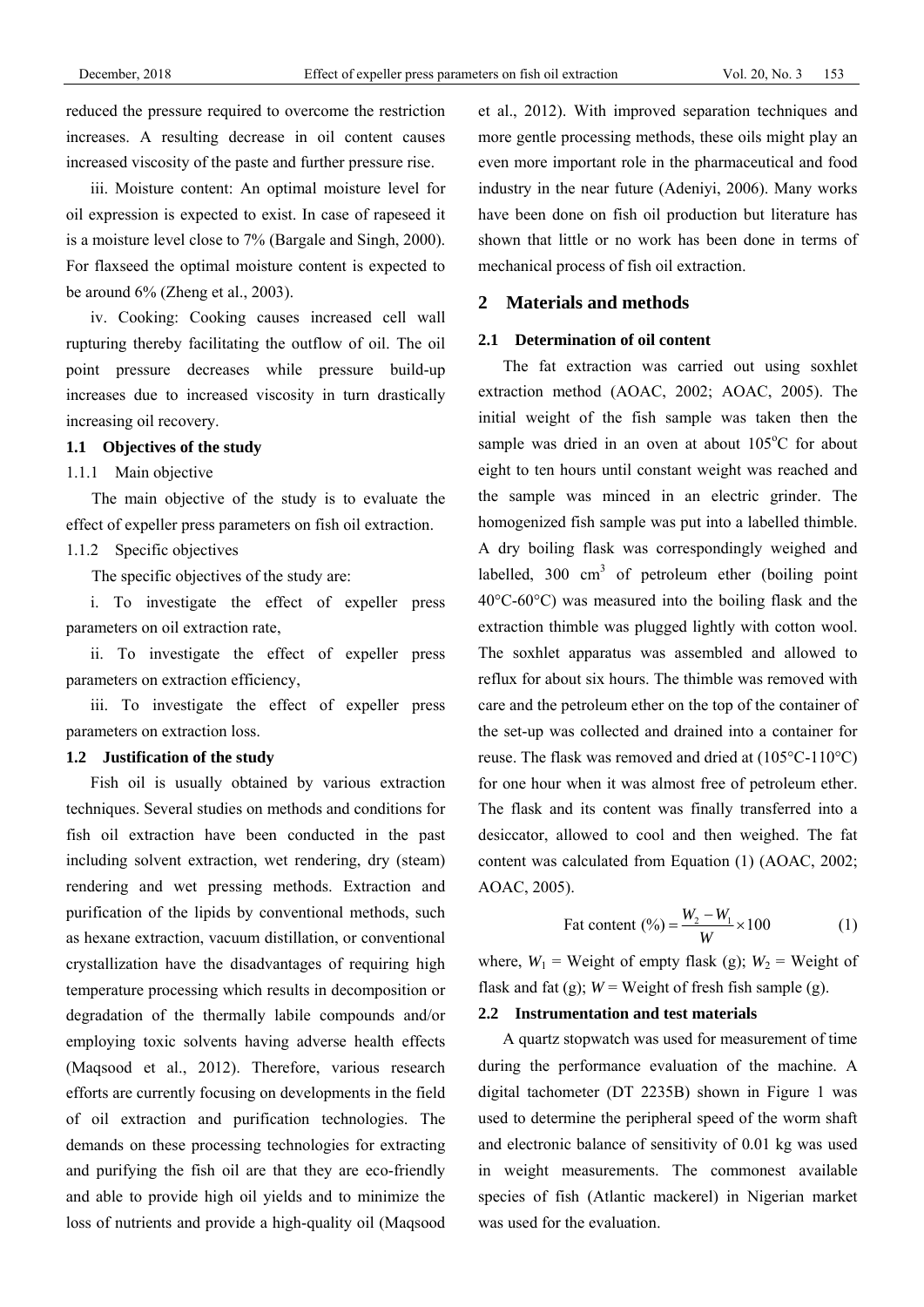reduced the pressure required to overcome the restriction increases. A resulting decrease in oil content causes increased viscosity of the paste and further pressure rise.

iii. Moisture content: An optimal moisture level for oil expression is expected to exist. In case of rapeseed it is a moisture level close to 7% (Bargale and Singh, 2000). For flaxseed the optimal moisture content is expected to be around 6% (Zheng et al., 2003).

iv. Cooking: Cooking causes increased cell wall rupturing thereby facilitating the outflow of oil. The oil point pressure decreases while pressure build-up increases due to increased viscosity in turn drastically increasing oil recovery.

### 1.1 Objectives of the study

#### 1.1.1 Main objective

The main objective of the study is to evaluate the effect of expeller press parameters on fish oil extraction.

#### 1.1.2 Specific objectives

The specific objectives of the study are:

i. To investigate the effect of expeller press parameters on oil extraction rate,

ii. To investigate the effect of expeller press parameters on extraction efficiency,

iii. To investigate the effect of expeller press parameters on extraction loss.

### 1.2 Justification of the study

Fish oil is usually obtained by various extraction techniques. Several studies on methods and conditions for fish oil extraction have been conducted in the past including solvent extraction, wet rendering, dry (steam) rendering and wet pressing methods. Extraction and purification of the lipids by conventional methods, such as hexane extraction, vacuum distillation, or conventional crystallization have the disadvantages of requiring high temperature processing which results in decomposition or degradation of the thermally labile compounds and/or employing toxic solvents having adverse health effects (Maqsood et al., 2012). Therefore, various research efforts are currently focusing on developments in the field of oil extraction and purification technologies. The demands on these processing technologies for extracting and purifying the fish oil are that they are eco-friendly and able to provide high oil yields and to minimize the loss of nutrients and provide a high-quality oil (Maqsood et al., 2012). With improved separation techniques and more gentle processing methods, these oils might play an even more important role in the pharmaceutical and food industry in the near future (Adeniyi, 2006). Many works have been done on fish oil production but literature has shown that little or no work has been done in terms of mechanical process of fish oil extraction.

## 2 Materials and methods

### 2.1 Determination of oil content

The fat extraction was carried out using soxhlet extraction method (AOAC, 2002; AOAC, 2005). The initial weight of the fish sample was taken then the sample was dried in an oven at about 105°C for about eight to ten hours until constant weight was reached and the sample was minced in an electric grinder. The homogenized fish sample was put into a labelled thimble. A dry boiling flask was correspondingly weighed and labelled, 300 cm$^3$ of petroleum ether (boiling point 40°C-60°C) was measured into the boiling flask and the extraction thimble was plugged lightly with cotton wool. The soxhlet apparatus was assembled and allowed to reflux for about six hours. The thimble was removed with care and the petroleum ether on the top of the container of the set-up was collected and drained into a container for reuse. The flask was removed and dried at (105°C-110°C) for one hour when it was almost free of petroleum ether. The flask and its content was finally transferred into a desiccator, allowed to cool and then weighed. The fat content was calculated from Equation (1) (AOAC, 2002; AOAC, 2005).

$$\text{Fat content (\%)} = \frac{W_2 - W_1}{W} \times 100 \qquad (1)$$

where, $W_1$ = Weight of empty flask (g); $W_2$ = Weight of flask and fat (g); $W$ = Weight of fresh fish sample (g).

### 2.2 Instrumentation and test materials

A quartz stopwatch was used for measurement of time during the performance evaluation of the machine. A digital tachometer (DT 2235B) shown in Figure 1 was used to determine the peripheral speed of the worm shaft and electronic balance of sensitivity of 0.01 kg was used in weight measurements. The commonest available species of fish (Atlantic mackerel) in Nigerian market was used for the evaluation.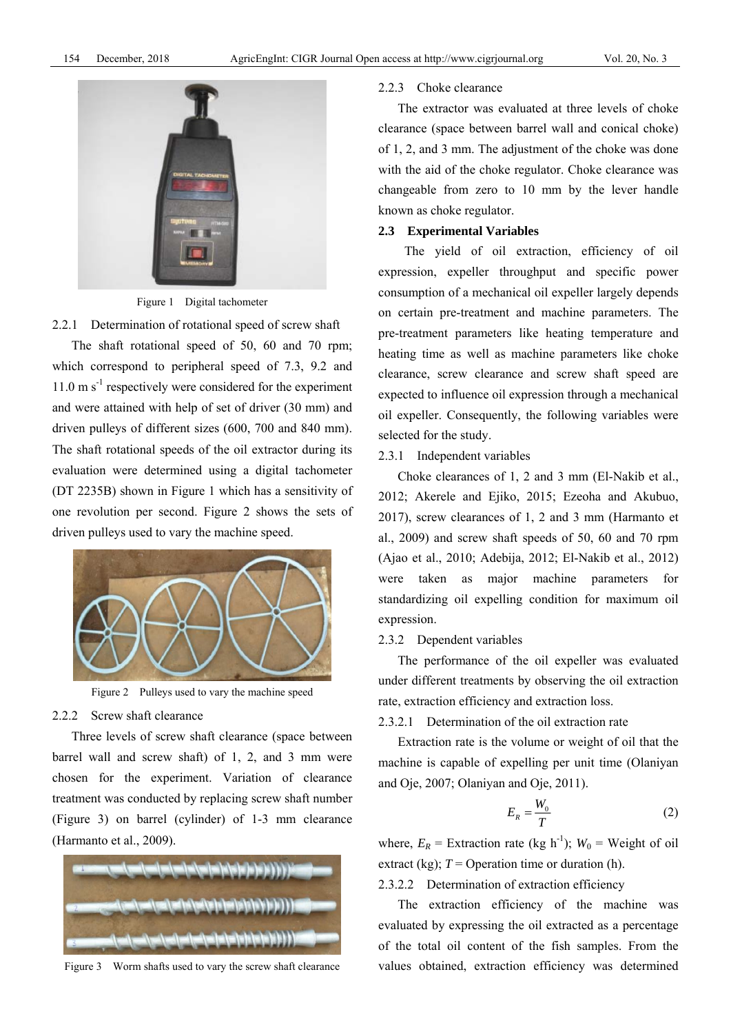Figure 1 Digital tachometer

2.2.1 Determination of rotational speed of screw shaft

The shaft rotational speed of 50, 60 and 70 rpm; which correspond to peripheral speed of 7.3, 9.2 and 11.0 m $s^{-1}$ respectively were considered for the experiment and were attained with help of set of driver (30 mm) and driven pulleys of different sizes (600, 700 and 840 mm). The shaft rotational speeds of the oil extractor during its evaluation were determined using a digital tachometer (DT 2235B) shown in Figure 1 which has a sensitivity of one revolution per second. Figure 2 shows the sets of driven pulleys used to vary the machine speed.

Figure 2 Pulleys used to vary the machine speed

2.2.2 Screw shaft clearance

Three levels of screw shaft clearance (space between barrel wall and screw shaft) of 1, 2, and 3 mm were chosen for the experiment. Variation of clearance treatment was conducted by replacing screw shaft number (Figure 3) on barrel (cylinder) of 1-3 mm clearance (Harmanto et al., 2009).

Figure 3 Worm shafts used to vary the screw shaft clearance

2.2.3 Choke clearance

The extractor was evaluated at three levels of choke clearance (space between barrel wall and conical choke) of 1, 2, and 3 mm. The adjustment of the choke was done with the aid of the choke regulator. Choke clearance was changeable from zero to 10 mm by the lever handle known as choke regulator.

## 2.3 Experimental Variables

The yield of oil extraction, efficiency of oil expression, expeller throughput and specific power consumption of a mechanical oil expeller largely depends on certain pre-treatment and machine parameters. The pre-treatment parameters like heating temperature and heating time as well as machine parameters like choke clearance, screw clearance and screw shaft speed are expected to influence oil expression through a mechanical oil expeller. Consequently, the following variables were selected for the study.

2.3.1 Independent variables

Choke clearances of 1, 2 and 3 mm (El-Nakib et al., 2012; Akerele and Ejiko, 2015; Ezeoha and Akubuo, 2017), screw clearances of 1, 2 and 3 mm (Harmanto et al., 2009) and screw shaft speeds of 50, 60 and 70 rpm (Ajao et al., 2010; Adebija, 2012; El-Nakib et al., 2012) were taken as major machine parameters for standardizing oil expelling condition for maximum oil expression.

2.3.2 Dependent variables

The performance of the oil expeller was evaluated under different treatments by observing the oil extraction rate, extraction efficiency and extraction loss.

2.3.2.1 Determination of the oil extraction rate

Extraction rate is the volume or weight of oil that the machine is capable of expelling per unit time (Olaniyan and Oje, 2007; Olaniyan and Oje, 2011).

$$E_R = \frac{W_0}{T} \tag{2}$$

where, $E_R$ = Extraction rate (kg $h^{-1}$); $W_0$ = Weight of oil extract (kg); $T$ = Operation time or duration (h).

2.3.2.2 Determination of extraction efficiency

The extraction efficiency of the machine was evaluated by expressing the oil extracted as a percentage of the total oil content of the fish samples. From the values obtained, extraction efficiency was determined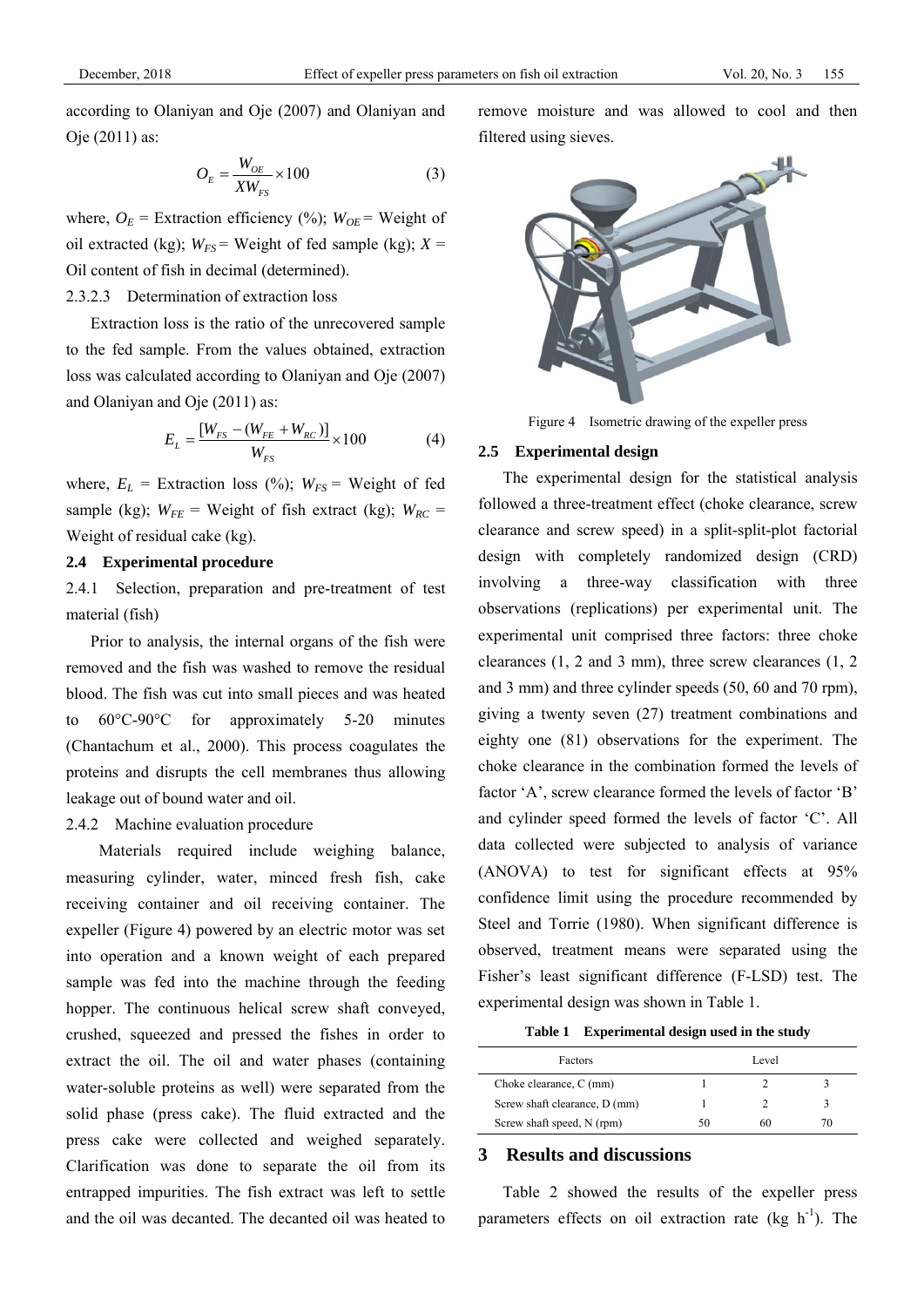according to Olaniyan and Oje (2007) and Olaniyan and Oje (2011) as:

$$O_E = \frac{W_{OE}}{XW_{FS}} \times 100 \tag{3}$$

where, $O_E$ = Extraction efficiency (%); $W_{OE}$ = Weight of oil extracted (kg); $W_{FS}$ = Weight of fed sample (kg); $X$ = Oil content of fish in decimal (determined).

2.3.2.3 Determination of extraction loss

Extraction loss is the ratio of the unrecovered sample to the fed sample. From the values obtained, extraction loss was calculated according to Olaniyan and Oje (2007) and Olaniyan and Oje (2011) as:

$$E_L = \frac{[W_{FS} - (W_{FE} + W_{RC})]}{W_{FS}} \times 100 \tag{4}$$

where, $E_L$ = Extraction loss (%); $W_{FS}$ = Weight of fed sample (kg); $W_{FE}$ = Weight of fish extract (kg); $W_{RC}$ = Weight of residual cake (kg).

### 2.4 Experimental procedure

2.4.1 Selection, preparation and pre-treatment of test material (fish)

Prior to analysis, the internal organs of the fish were removed and the fish was washed to remove the residual blood. The fish was cut into small pieces and was heated to 60°C-90°C for approximately 5-20 minutes (Chantachum et al., 2000). This process coagulates the proteins and disrupts the cell membranes thus allowing leakage out of bound water and oil.

2.4.2 Machine evaluation procedure

Materials required include weighing balance, measuring cylinder, water, minced fresh fish, cake receiving container and oil receiving container. The expeller (Figure 4) powered by an electric motor was set into operation and a known weight of each prepared sample was fed into the machine through the feeding hopper. The continuous helical screw shaft conveyed, crushed, squeezed and pressed the fishes in order to extract the oil. The oil and water phases (containing water-soluble proteins as well) were separated from the solid phase (press cake). The fluid extracted and the press cake were collected and weighed separately. Clarification was done to separate the oil from its entrapped impurities. The fish extract was left to settle and the oil was decanted. The decanted oil was heated to remove moisture and was allowed to cool and then filtered using sieves.

Figure 4 Isometric drawing of the expeller press

### 2.5 Experimental design

The experimental design for the statistical analysis followed a three-treatment effect (choke clearance, screw clearance and screw speed) in a split-split-plot factorial design with completely randomized design (CRD) involving a three-way classification with three observations (replications) per experimental unit. The experimental unit comprised three factors: three choke clearances (1, 2 and 3 mm), three screw clearances (1, 2 and 3 mm) and three cylinder speeds (50, 60 and 70 rpm), giving a twenty seven (27) treatment combinations and eighty one (81) observations for the experiment. The choke clearance in the combination formed the levels of factor 'A', screw clearance formed the levels of factor 'B' and cylinder speed formed the levels of factor 'C'. All data collected were subjected to analysis of variance (ANOVA) to test for significant effects at 95% confidence limit using the procedure recommended by Steel and Torrie (1980). When significant difference is observed, treatment means were separated using the Fisher's least significant difference (F-LSD) test. The experimental design was shown in Table 1.

**Table 1 Experimental design used in the study**

| Factors | Level | | |
|---|---|---|---|
| Choke clearance, C (mm) | 1 | 2 | 3 |
| Screw shaft clearance, D (mm) | 1 | 2 | 3 |
| Screw shaft speed, N (rpm) | 50 | 60 | 70 |

## 3 Results and discussions

Table 2 showed the results of the expeller press parameters effects on oil extraction rate (kg $h^{-1}$). The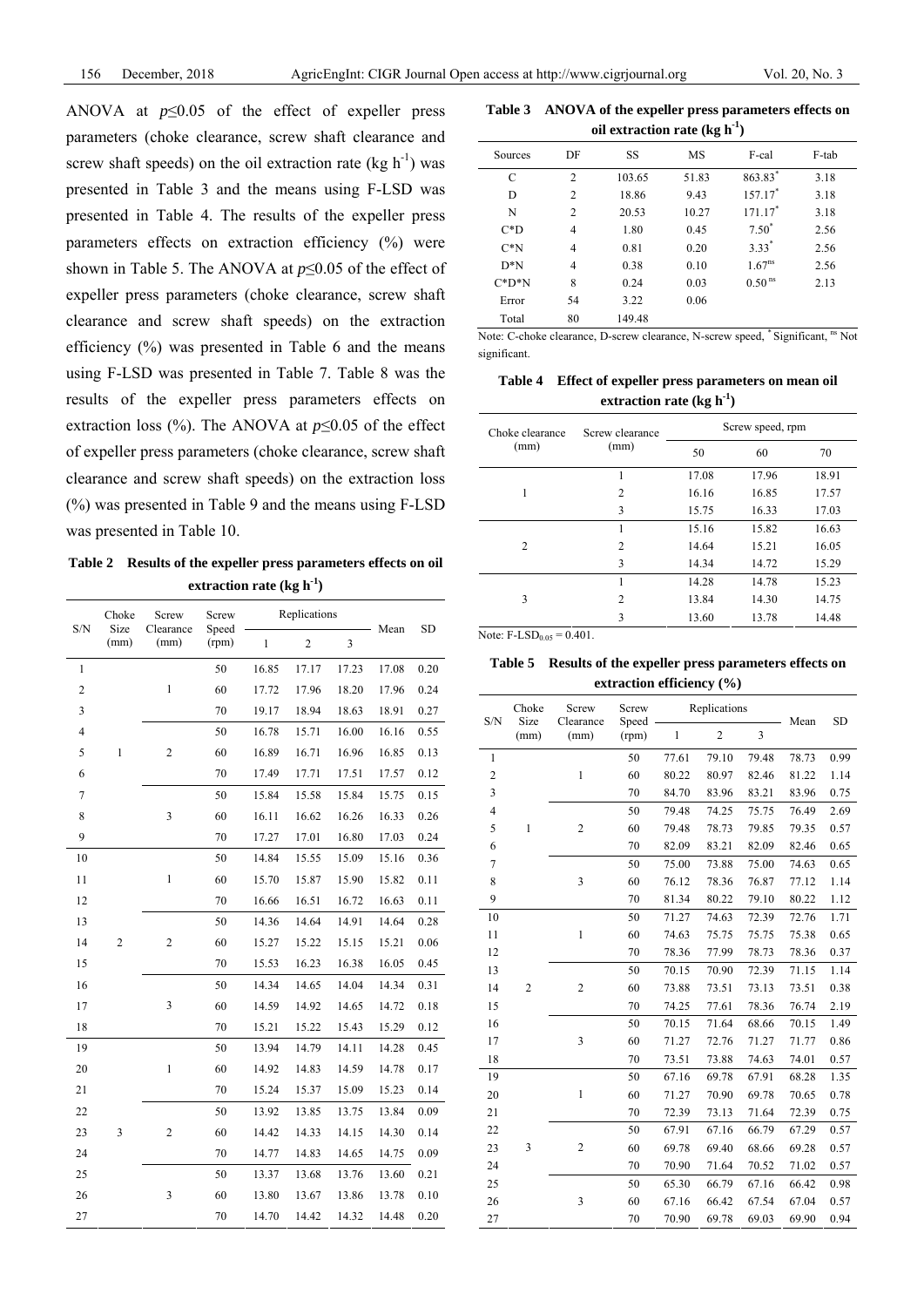ANOVA at $p\leq0.05$ of the effect of expeller press parameters (choke clearance, screw shaft clearance and screw shaft speeds) on the oil extraction rate (kg $h^{-1}$) was presented in Table 3 and the means using F-LSD was presented in Table 4. The results of the expeller press parameters effects on extraction efficiency (%) were shown in Table 5. The ANOVA at $p\leq0.05$ of the effect of expeller press parameters (choke clearance, screw shaft clearance and screw shaft speeds) on the extraction efficiency (%) was presented in Table 6 and the means using F-LSD was presented in Table 7. Table 8 was the results of the expeller press parameters effects on extraction loss (%). The ANOVA at $p\leq0.05$ of the effect of expeller press parameters (choke clearance, screw shaft clearance and screw shaft speeds) on the extraction loss (%) was presented in Table 9 and the means using F-LSD was presented in Table 10.

**Table 2 Results of the expeller press parameters effects on oil extraction rate (kg $h^{-1}$)**

| S/N | Choke Size (mm) | Screw Clearance (mm) | Screw Speed (rpm) | Replications | | | Mean | SD |
|---|---|---|---|---|---|---|---|---|
| | | | | 1 | 2 | 3 | | |
| 1 | | | 50 | 16.85 | 17.17 | 17.23 | 17.08 | 0.20 |
| 2 | | 1 | 60 | 17.72 | 17.96 | 18.20 | 17.96 | 0.24 |
| 3 | | | 70 | 19.17 | 18.94 | 18.63 | 18.91 | 0.27 |
| 4 | | | 50 | 16.78 | 15.71 | 16.00 | 16.16 | 0.55 |
| 5 | 1 | 2 | 60 | 16.89 | 16.71 | 16.96 | 16.85 | 0.13 |
| 6 | | | 70 | 17.49 | 17.71 | 17.51 | 17.57 | 0.12 |
| 7 | | | 50 | 15.84 | 15.58 | 15.84 | 15.75 | 0.15 |
| 8 | | 3 | 60 | 16.11 | 16.62 | 16.26 | 16.33 | 0.26 |
| 9 | | | 70 | 17.27 | 17.01 | 16.80 | 17.03 | 0.24 |
| 10 | | | 50 | 14.84 | 15.55 | 15.09 | 15.16 | 0.36 |
| 11 | | 1 | 60 | 15.70 | 15.87 | 15.90 | 15.82 | 0.11 |
| 12 | | | 70 | 16.66 | 16.51 | 16.72 | 16.63 | 0.11 |
| 13 | | | 50 | 14.36 | 14.64 | 14.91 | 14.64 | 0.28 |
| 14 | 2 | 2 | 60 | 15.27 | 15.22 | 15.15 | 15.21 | 0.06 |
| 15 | | | 70 | 15.53 | 16.23 | 16.38 | 16.05 | 0.45 |
| 16 | | | 50 | 14.34 | 14.65 | 14.04 | 14.34 | 0.31 |
| 17 | | 3 | 60 | 14.59 | 14.92 | 14.65 | 14.72 | 0.18 |
| 18 | | | 70 | 15.21 | 15.22 | 15.43 | 15.29 | 0.12 |
| 19 | | | 50 | 13.94 | 14.79 | 14.11 | 14.28 | 0.45 |
| 20 | | 1 | 60 | 14.92 | 14.83 | 14.59 | 14.78 | 0.17 |
| 21 | | | 70 | 15.24 | 15.37 | 15.09 | 15.23 | 0.14 |
| 22 | | | 50 | 13.92 | 13.85 | 13.75 | 13.84 | 0.09 |
| 23 | 3 | 2 | 60 | 14.42 | 14.33 | 14.15 | 14.30 | 0.14 |
| 24 | | | 70 | 14.77 | 14.83 | 14.65 | 14.75 | 0.09 |
| 25 | | | 50 | 13.37 | 13.68 | 13.76 | 13.60 | 0.21 |
| 26 | | 3 | 60 | 13.80 | 13.67 | 13.86 | 13.78 | 0.10 |
| 27 | | | 70 | 14.70 | 14.42 | 14.32 | 14.48 | 0.20 |

**Table 3 ANOVA of the expeller press parameters effects on oil extraction rate (kg $h^{-1}$)**

| Sources | DF | SS | MS | F-cal | F-tab |
|---|---|---|---|---|---|
| C | 2 | 103.65 | 51.83 | 863.83* | 3.18 |
| D | 2 | 18.86 | 9.43 | 157.17* | 3.18 |
| N | 2 | 20.53 | 10.27 | 171.17* | 3.18 |
| C*D | 4 | 1.80 | 0.45 | 7.50* | 2.56 |
| C*N | 4 | 0.81 | 0.20 | 3.33* | 2.56 |
| D*N | 4 | 0.38 | 0.10 | 1.67ns | 2.56 |
| C*D*N | 8 | 0.24 | 0.03 | 0.50ns | 2.13 |
| Error | 54 | 3.22 | 0.06 | | |
| Total | 80 | 149.48 | | | |

Note: C-choke clearance, D-screw clearance, N-screw speed, * Significant, ns Not significant.

**Table 4 Effect of expeller press parameters on mean oil extraction rate (kg $h^{-1}$)**

| Choke clearance (mm) | Screw clearance (mm) | Screw speed, rpm | | |
|---|---|---|---|---|
| | | 50 | 60 | 70 |
| | 1 | 17.08 | 17.96 | 18.91 |
| 1 | 2 | 16.16 | 16.85 | 17.57 |
| | 3 | 15.75 | 16.33 | 17.03 |
| | 1 | 15.16 | 15.82 | 16.63 |
| 2 | 2 | 14.64 | 15.21 | 16.05 |
| | 3 | 14.34 | 14.72 | 15.29 |
| | 1 | 14.28 | 14.78 | 15.23 |
| 3 | 2 | 13.84 | 14.30 | 14.75 |
| | 3 | 13.60 | 13.78 | 14.48 |

Note: F-$LSD_{0.05}$ = 0.401.

**Table 5 Results of the expeller press parameters effects on extraction efficiency (%)**

| S/N | Choke Size (mm) | Screw Clearance (mm) | Screw Speed (rpm) | Replications | | | Mean | SD |
|---|---|---|---|---|---|---|---|---|
| | | | | 1 | 2 | 3 | | |
| 1 | | | 50 | 77.61 | 79.10 | 79.48 | 78.73 | 0.99 |
| 2 | | 1 | 60 | 80.22 | 80.97 | 82.46 | 81.22 | 1.14 |
| 3 | | | 70 | 84.70 | 83.96 | 83.21 | 83.96 | 0.75 |
| 4 | | | 50 | 79.48 | 74.25 | 75.75 | 76.49 | 2.69 |
| 5 | 1 | 2 | 60 | 79.48 | 78.73 | 79.85 | 79.35 | 0.57 |
| 6 | | | 70 | 82.09 | 83.21 | 82.09 | 82.46 | 0.65 |
| 7 | | | 50 | 75.00 | 73.88 | 75.00 | 74.63 | 0.65 |
| 8 | | 3 | 60 | 76.12 | 78.36 | 76.87 | 77.12 | 1.14 |
| 9 | | | 70 | 81.34 | 80.22 | 79.10 | 80.22 | 1.12 |
| 10 | | | 50 | 71.27 | 74.63 | 72.39 | 72.76 | 1.71 |
| 11 | | 1 | 60 | 74.63 | 75.75 | 75.75 | 75.38 | 0.65 |
| 12 | | | 70 | 78.36 | 77.99 | 78.73 | 78.36 | 0.37 |
| 13 | | | 50 | 70.15 | 70.90 | 72.39 | 71.15 | 1.14 |
| 14 | 2 | 2 | 60 | 73.88 | 73.51 | 73.13 | 73.51 | 0.38 |
| 15 | | | 70 | 74.25 | 77.61 | 78.36 | 76.74 | 2.19 |
| 16 | | | 50 | 70.15 | 71.64 | 68.66 | 70.15 | 1.49 |
| 17 | | 3 | 60 | 71.27 | 72.76 | 71.27 | 71.77 | 0.86 |
| 18 | | | 70 | 73.51 | 73.88 | 74.63 | 74.01 | 0.57 |
| 19 | | | 50 | 67.16 | 69.78 | 67.91 | 68.28 | 1.35 |
| 20 | | 1 | 60 | 71.27 | 70.90 | 69.78 | 70.65 | 0.78 |
| 21 | | | 70 | 72.39 | 73.13 | 71.64 | 72.39 | 0.75 |
| 22 | | | 50 | 67.91 | 67.16 | 66.79 | 67.29 | 0.57 |
| 23 | 3 | 2 | 60 | 69.78 | 69.40 | 68.66 | 69.28 | 0.57 |
| 24 | | | 70 | 70.90 | 71.64 | 70.52 | 71.02 | 0.57 |
| 25 | | | 50 | 65.30 | 66.79 | 67.16 | 66.42 | 0.98 |
| 26 | | 3 | 60 | 67.16 | 66.42 | 67.54 | 67.04 | 0.57 |
| 27 | | | 70 | 70.90 | 69.78 | 69.03 | 69.90 | 0.94 |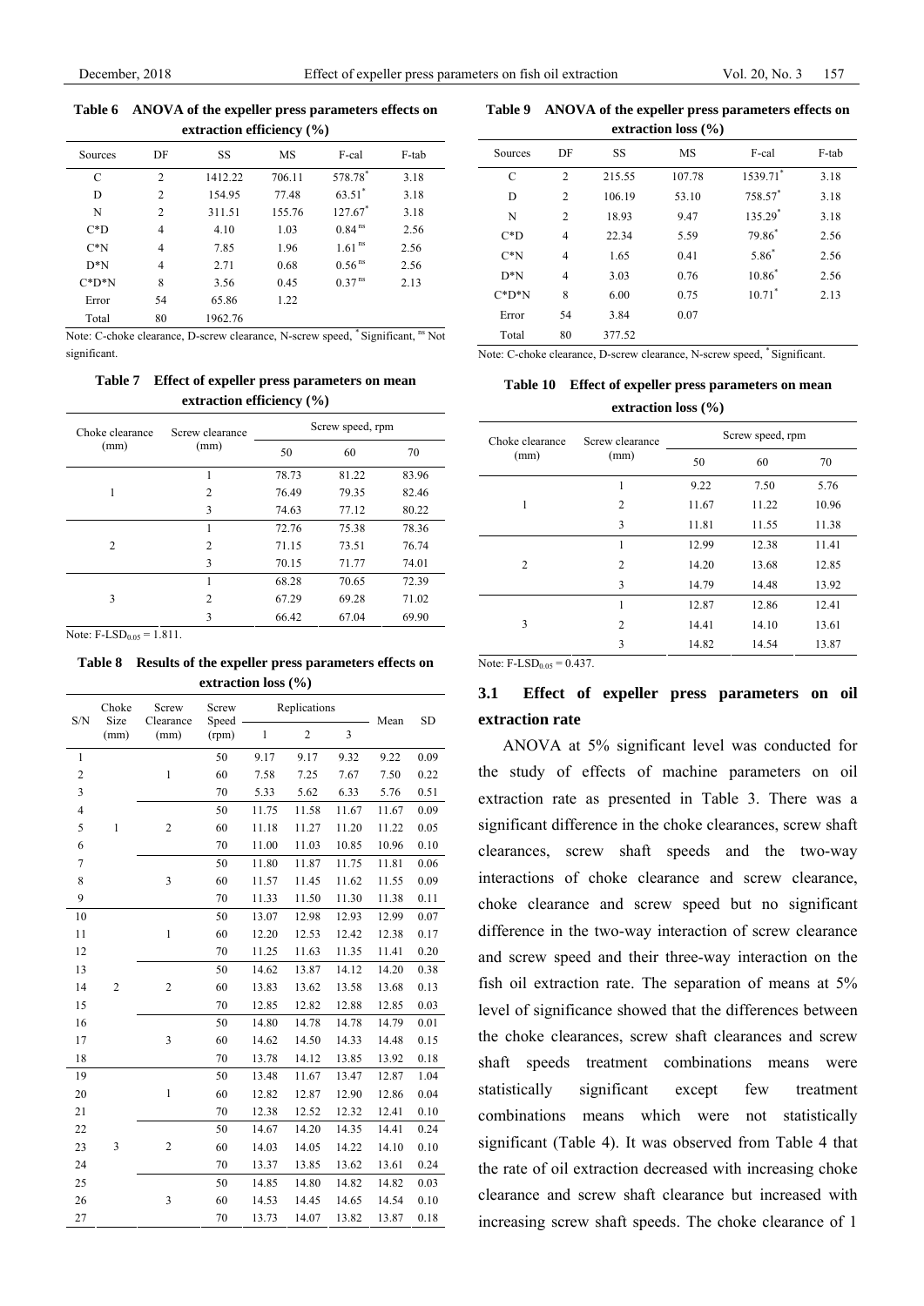**Table 6 ANOVA of the expeller press parameters effects on extraction efficiency (%)**

| Sources | DF | SS | MS | F-cal | F-tab |
|---|---|---|---|---|---|
| C | 2 | 1412.22 | 706.11 | 578.78* | 3.18 |
| D | 2 | 154.95 | 77.48 | 63.51* | 3.18 |
| N | 2 | 311.51 | 155.76 | 127.67* | 3.18 |
| C*D | 4 | 4.10 | 1.03 | 0.84 ns | 2.56 |
| C*N | 4 | 7.85 | 1.96 | 1.61 ns | 2.56 |
| D*N | 4 | 2.71 | 0.68 | 0.56 ns | 2.56 |
| C*D*N | 8 | 3.56 | 0.45 | 0.37 ns | 2.13 |
| Error | 54 | 65.86 | 1.22 | | |
| Total | 80 | 1962.76 | | | |

Note: C-choke clearance, D-screw clearance, N-screw speed, * Significant, ns Not significant.

**Table 7 Effect of expeller press parameters on mean extraction efficiency (%)**

| Choke clearance (mm) | Screw clearance (mm) | Screw speed, rpm | | |
|---|---|---|---|---|
| | | 50 | 60 | 70 |
| 1 | 1 | 78.73 | 81.22 | 83.96 |
| | 2 | 76.49 | 79.35 | 82.46 |
| | 3 | 74.63 | 77.12 | 80.22 |
| 2 | 1 | 72.76 | 75.38 | 78.36 |
| | 2 | 71.15 | 73.51 | 76.74 |
| | 3 | 70.15 | 71.77 | 74.01 |
| 3 | 1 | 68.28 | 70.65 | 72.39 |
| | 2 | 67.29 | 69.28 | 71.02 |
| | 3 | 66.42 | 67.04 | 69.90 |

Note: F-$LSD_{0.05}$ = 1.811.

**Table 8 Results of the expeller press parameters effects on extraction loss (%)**

| S/N | Choke Size (mm) | Screw Clearance (mm) | Screw Speed (rpm) | Replications | | | Mean | SD |
|---|---|---|---|---|---|---|---|---|
| | | | | 1 | 2 | 3 | | |
| 1 | 1 | 1 | 50 | 9.17 | 9.17 | 9.32 | 9.22 | 0.09 |
| 2 | | | 60 | 7.58 | 7.25 | 7.67 | 7.50 | 0.22 |
| 3 | | | 70 | 5.33 | 5.62 | 6.33 | 5.76 | 0.51 |
| 4 | | 2 | 50 | 11.75 | 11.58 | 11.67 | 11.67 | 0.09 |
| 5 | | | 60 | 11.18 | 11.27 | 11.20 | 11.22 | 0.05 |
| 6 | | | 70 | 11.00 | 11.03 | 10.85 | 10.96 | 0.10 |
| 7 | | 3 | 50 | 11.80 | 11.87 | 11.75 | 11.81 | 0.06 |
| 8 | | | 60 | 11.57 | 11.45 | 11.62 | 11.55 | 0.09 |
| 9 | | | 70 | 11.33 | 11.50 | 11.30 | 11.38 | 0.11 |
| 10 | 2 | 1 | 50 | 13.07 | 12.98 | 12.93 | 12.99 | 0.07 |
| 11 | | | 60 | 12.20 | 12.53 | 12.42 | 12.38 | 0.17 |
| 12 | | | 70 | 11.25 | 11.63 | 11.35 | 11.41 | 0.20 |
| 13 | | 2 | 50 | 14.62 | 13.87 | 14.12 | 14.20 | 0.38 |
| 14 | | | 60 | 13.83 | 13.62 | 13.58 | 13.68 | 0.13 |
| 15 | | | 70 | 12.85 | 12.82 | 12.88 | 12.85 | 0.03 |
| 16 | | 3 | 50 | 14.80 | 14.78 | 14.78 | 14.79 | 0.01 |
| 17 | | | 60 | 14.62 | 14.50 | 14.33 | 14.48 | 0.15 |
| 18 | | | 70 | 13.78 | 14.12 | 13.85 | 13.92 | 0.18 |
| 19 | 3 | 1 | 50 | 13.48 | 11.67 | 13.47 | 12.87 | 1.04 |
| 20 | | | 60 | 12.82 | 12.87 | 12.90 | 12.86 | 0.04 |
| 21 | | | 70 | 12.38 | 12.52 | 12.32 | 12.41 | 0.10 |
| 22 | | 2 | 50 | 14.67 | 14.20 | 14.35 | 14.41 | 0.24 |
| 23 | | | 60 | 14.03 | 14.05 | 14.22 | 14.10 | 0.10 |
| 24 | | | 70 | 13.37 | 13.85 | 13.62 | 13.61 | 0.24 |
| 25 | | 3 | 50 | 14.85 | 14.80 | 14.82 | 14.82 | 0.03 |
| 26 | | | 60 | 14.53 | 14.45 | 14.65 | 14.54 | 0.10 |
| 27 | | | 70 | 13.73 | 14.07 | 13.82 | 13.87 | 0.18 |

**Table 9 ANOVA of the expeller press parameters effects on extraction loss (%)**

| Sources | DF | SS | MS | F-cal | F-tab |
|---|---|---|---|---|---|
| C | 2 | 215.55 | 107.78 | 1539.71* | 3.18 |
| D | 2 | 106.19 | 53.10 | 758.57* | 3.18 |
| N | 2 | 18.93 | 9.47 | 135.29* | 3.18 |
| C*D | 4 | 22.34 | 5.59 | 79.86* | 2.56 |
| C*N | 4 | 1.65 | 0.41 | 5.86* | 2.56 |
| D*N | 4 | 3.03 | 0.76 | 10.86* | 2.56 |
| C*D*N | 8 | 6.00 | 0.75 | 10.71* | 2.13 |
| Error | 54 | 3.84 | 0.07 | | |
| Total | 80 | 377.52 | | | |

Note: C-choke clearance, D-screw clearance, N-screw speed, * Significant.

**Table 10 Effect of expeller press parameters on mean extraction loss (%)**

| Choke clearance (mm) | Screw clearance (mm) | Screw speed, rpm | | |
|---|---|---|---|---|
| | | 50 | 60 | 70 |
| 1 | 1 | 9.22 | 7.50 | 5.76 |
| | 2 | 11.67 | 11.22 | 10.96 |
| | 3 | 11.81 | 11.55 | 11.38 |
| 2 | 1 | 12.99 | 12.38 | 11.41 |
| | 2 | 14.20 | 13.68 | 12.85 |
| | 3 | 14.79 | 14.48 | 13.92 |
| 3 | 1 | 12.87 | 12.86 | 12.41 |
| | 2 | 14.41 | 14.10 | 13.61 |
| | 3 | 14.82 | 14.54 | 13.87 |

Note: F-$LSD_{0.05}$ = 0.437.

### 3.1 Effect of expeller press parameters on oil extraction rate

ANOVA at 5% significant level was conducted for the study of effects of machine parameters on oil extraction rate as presented in Table 3. There was a significant difference in the choke clearances, screw shaft clearances, screw shaft speeds and the two-way interactions of choke clearance and screw clearance, choke clearance and screw speed but no significant difference in the two-way interaction of screw clearance and screw speed and their three-way interaction on the fish oil extraction rate. The separation of means at 5% level of significance showed that the differences between the choke clearances, screw shaft clearances and screw shaft speeds treatment combinations means were statistically significant except few treatment combinations means which were not statistically significant (Table 4). It was observed from Table 4 that the rate of oil extraction decreased with increasing choke clearance and screw shaft clearance but increased with increasing screw shaft speeds. The choke clearance of 1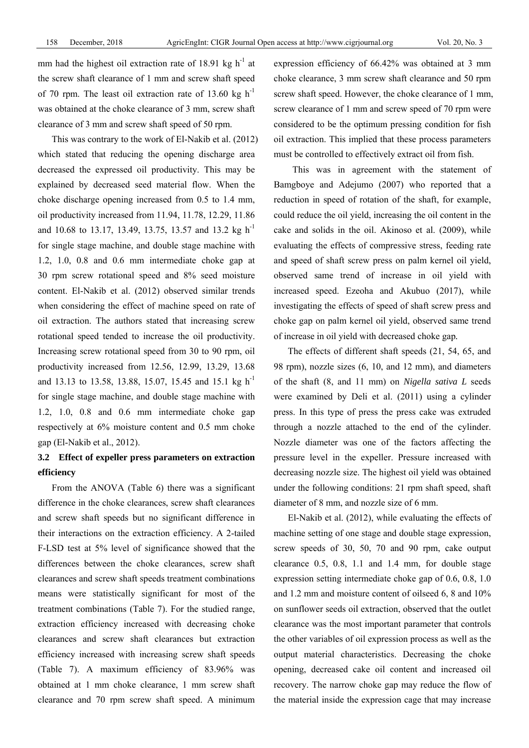mm had the highest oil extraction rate of 18.91 kg $h^{-1}$ at the screw shaft clearance of 1 mm and screw shaft speed of 70 rpm. The least oil extraction rate of 13.60 kg $h^{-1}$ was obtained at the choke clearance of 3 mm, screw shaft clearance of 3 mm and screw shaft speed of 50 rpm.

This was contrary to the work of El-Nakib et al. (2012) which stated that reducing the opening discharge area decreased the expressed oil productivity. This may be explained by decreased seed material flow. When the choke discharge opening increased from 0.5 to 1.4 mm, oil productivity increased from 11.94, 11.78, 12.29, 11.86 and 10.68 to 13.17, 13.49, 13.75, 13.57 and 13.2 kg $h^{-1}$ for single stage machine, and double stage machine with 1.2, 1.0, 0.8 and 0.6 mm intermediate choke gap at 30 rpm screw rotational speed and 8% seed moisture content. El-Nakib et al. (2012) observed similar trends when considering the effect of machine speed on rate of oil extraction. The authors stated that increasing screw rotational speed tended to increase the oil productivity. Increasing screw rotational speed from 30 to 90 rpm, oil productivity increased from 12.56, 12.99, 13.29, 13.68 and 13.13 to 13.58, 13.88, 15.07, 15.45 and 15.1 kg $h^{-1}$ for single stage machine, and double stage machine with 1.2, 1.0, 0.8 and 0.6 mm intermediate choke gap respectively at 6% moisture content and 0.5 mm choke gap (El-Nakib et al., 2012).

### 3.2 Effect of expeller press parameters on extraction efficiency

From the ANOVA (Table 6) there was a significant difference in the choke clearances, screw shaft clearances and screw shaft speeds but no significant difference in their interactions on the extraction efficiency. A 2-tailed F-LSD test at 5% level of significance showed that the differences between the choke clearances, screw shaft clearances and screw shaft speeds treatment combinations means were statistically significant for most of the treatment combinations (Table 7). For the studied range, extraction efficiency increased with decreasing choke clearances and screw shaft clearances but extraction efficiency increased with increasing screw shaft speeds (Table 7). A maximum efficiency of 83.96% was obtained at 1 mm choke clearance, 1 mm screw shaft clearance and 70 rpm screw shaft speed. A minimum expression efficiency of 66.42% was obtained at 3 mm choke clearance, 3 mm screw shaft clearance and 50 rpm screw shaft speed. However, the choke clearance of 1 mm, screw clearance of 1 mm and screw speed of 70 rpm were considered to be the optimum pressing condition for fish oil extraction. This implied that these process parameters must be controlled to effectively extract oil from fish.

This was in agreement with the statement of Bamgboye and Adejumo (2007) who reported that a reduction in speed of rotation of the shaft, for example, could reduce the oil yield, increasing the oil content in the cake and solids in the oil. Akinoso et al. (2009), while evaluating the effects of compressive stress, feeding rate and speed of shaft screw press on palm kernel oil yield, observed same trend of increase in oil yield with increased speed. Ezeoha and Akubuo (2017), while investigating the effects of speed of shaft screw press and choke gap on palm kernel oil yield, observed same trend of increase in oil yield with decreased choke gap.

The effects of different shaft speeds (21, 54, 65, and 98 rpm), nozzle sizes (6, 10, and 12 mm), and diameters of the shaft (8, and 11 mm) on *Nigella sativa L* seeds were examined by Deli et al. (2011) using a cylinder press. In this type of press the press cake was extruded through a nozzle attached to the end of the cylinder. Nozzle diameter was one of the factors affecting the pressure level in the expeller. Pressure increased with decreasing nozzle size. The highest oil yield was obtained under the following conditions: 21 rpm shaft speed, shaft diameter of 8 mm, and nozzle size of 6 mm.

El-Nakib et al. (2012), while evaluating the effects of machine setting of one stage and double stage expression, screw speeds of 30, 50, 70 and 90 rpm, cake output clearance 0.5, 0.8, 1.1 and 1.4 mm, for double stage expression setting intermediate choke gap of 0.6, 0.8, 1.0 and 1.2 mm and moisture content of oilseed 6, 8 and 10% on sunflower seeds oil extraction, observed that the outlet clearance was the most important parameter that controls the other variables of oil expression process as well as the output material characteristics. Decreasing the choke opening, decreased cake oil content and increased oil recovery. The narrow choke gap may reduce the flow of the material inside the expression cage that may increase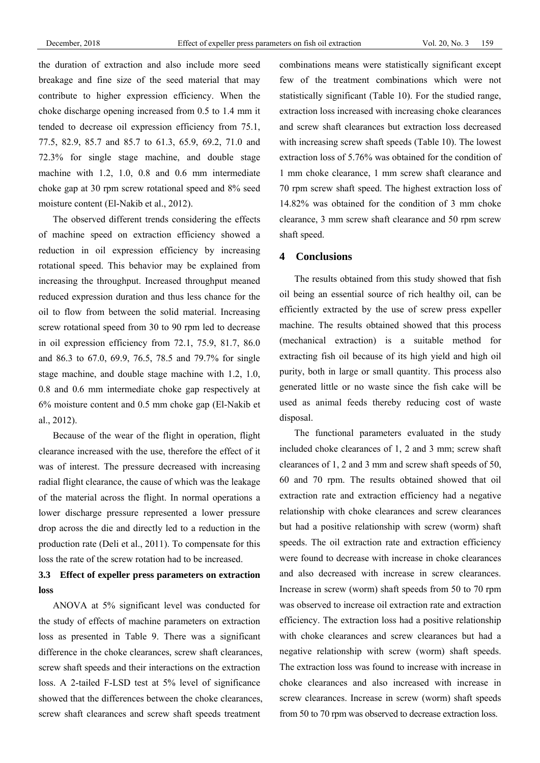the duration of extraction and also include more seed breakage and fine size of the seed material that may contribute to higher expression efficiency. When the choke discharge opening increased from 0.5 to 1.4 mm it tended to decrease oil expression efficiency from 75.1, 77.5, 82.9, 85.7 and 85.7 to 61.3, 65.9, 69.2, 71.0 and 72.3% for single stage machine, and double stage machine with 1.2, 1.0, 0.8 and 0.6 mm intermediate choke gap at 30 rpm screw rotational speed and 8% seed moisture content (El-Nakib et al., 2012).

The observed different trends considering the effects of machine speed on extraction efficiency showed a reduction in oil expression efficiency by increasing rotational speed. This behavior may be explained from increasing the throughput. Increased throughput meaned reduced expression duration and thus less chance for the oil to flow from between the solid material. Increasing screw rotational speed from 30 to 90 rpm led to decrease in oil expression efficiency from 72.1, 75.9, 81.7, 86.0 and 86.3 to 67.0, 69.9, 76.5, 78.5 and 79.7% for single stage machine, and double stage machine with 1.2, 1.0, 0.8 and 0.6 mm intermediate choke gap respectively at 6% moisture content and 0.5 mm choke gap (El-Nakib et al., 2012).

Because of the wear of the flight in operation, flight clearance increased with the use, therefore the effect of it was of interest. The pressure decreased with increasing radial flight clearance, the cause of which was the leakage of the material across the flight. In normal operations a lower discharge pressure represented a lower pressure drop across the die and directly led to a reduction in the production rate (Deli et al., 2011). To compensate for this loss the rate of the screw rotation had to be increased.

### 3.3 Effect of expeller press parameters on extraction loss

ANOVA at 5% significant level was conducted for the study of effects of machine parameters on extraction loss as presented in Table 9. There was a significant difference in the choke clearances, screw shaft clearances, screw shaft speeds and their interactions on the extraction loss. A 2-tailed F-LSD test at 5% level of significance showed that the differences between the choke clearances, screw shaft clearances and screw shaft speeds treatment combinations means were statistically significant except few of the treatment combinations which were not statistically significant (Table 10). For the studied range, extraction loss increased with increasing choke clearances and screw shaft clearances but extraction loss decreased with increasing screw shaft speeds (Table 10). The lowest extraction loss of 5.76% was obtained for the condition of 1 mm choke clearance, 1 mm screw shaft clearance and 70 rpm screw shaft speed. The highest extraction loss of 14.82% was obtained for the condition of 3 mm choke clearance, 3 mm screw shaft clearance and 50 rpm screw shaft speed.

## 4 Conclusions

The results obtained from this study showed that fish oil being an essential source of rich healthy oil, can be efficiently extracted by the use of screw press expeller machine. The results obtained showed that this process (mechanical extraction) is a suitable method for extracting fish oil because of its high yield and high oil purity, both in large or small quantity. This process also generated little or no waste since the fish cake will be used as animal feeds thereby reducing cost of waste disposal.

The functional parameters evaluated in the study included choke clearances of 1, 2 and 3 mm; screw shaft clearances of 1, 2 and 3 mm and screw shaft speeds of 50, 60 and 70 rpm. The results obtained showed that oil extraction rate and extraction efficiency had a negative relationship with choke clearances and screw clearances but had a positive relationship with screw (worm) shaft speeds. The oil extraction rate and extraction efficiency were found to decrease with increase in choke clearances and also decreased with increase in screw clearances. Increase in screw (worm) shaft speeds from 50 to 70 rpm was observed to increase oil extraction rate and extraction efficiency. The extraction loss had a positive relationship with choke clearances and screw clearances but had a negative relationship with screw (worm) shaft speeds. The extraction loss was found to increase with increase in choke clearances and also increased with increase in screw clearances. Increase in screw (worm) shaft speeds from 50 to 70 rpm was observed to decrease extraction loss.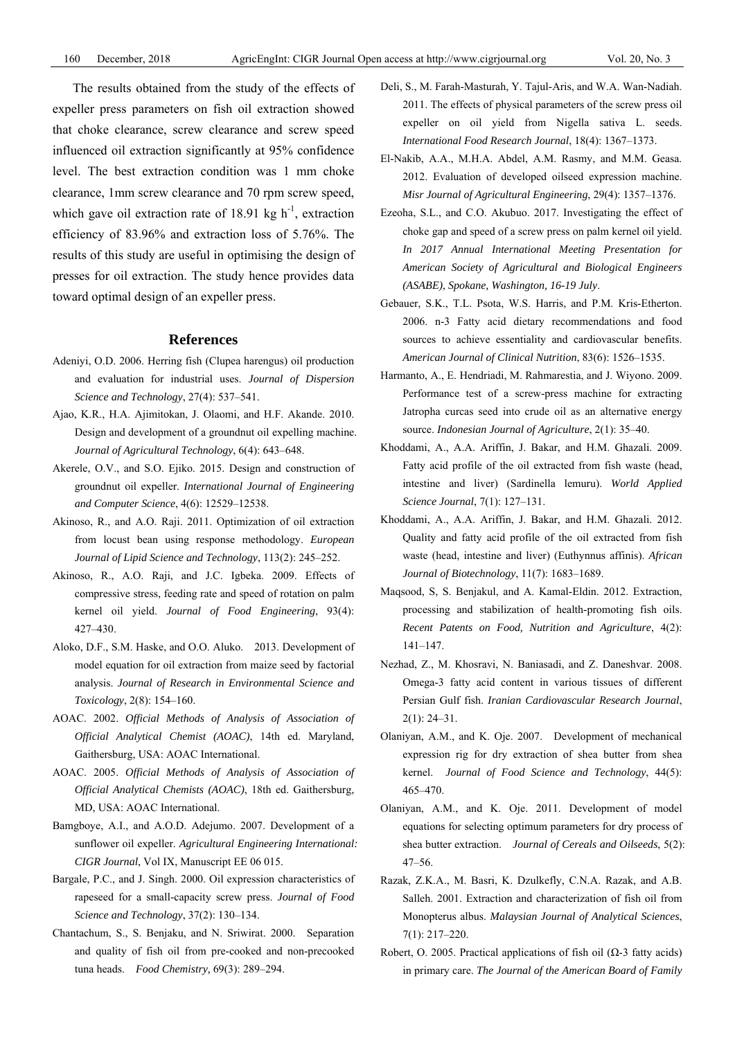The results obtained from the study of the effects of expeller press parameters on fish oil extraction showed that choke clearance, screw clearance and screw speed influenced oil extraction significantly at 95% confidence level. The best extraction condition was 1 mm choke clearance, 1mm screw clearance and 70 rpm screw speed, which gave oil extraction rate of 18.91 kg $h^{-1}$, extraction efficiency of 83.96% and extraction loss of 5.76%. The results of this study are useful in optimising the design of presses for oil extraction. The study hence provides data toward optimal design of an expeller press.

## References

Adeniyi, O.D. 2006. Herring fish (Clupea harengus) oil production and evaluation for industrial uses. *Journal of Dispersion Science and Technology*, 27(4): 537–541.

Ajao, K.R., H.A. Ajimitokan, J. Olaomi, and H.F. Akande. 2010. Design and development of a groundnut oil expelling machine. *Journal of Agricultural Technology*, 6(4): 643–648.

Akerele, O.V., and S.O. Ejiko. 2015. Design and construction of groundnut oil expeller. *International Journal of Engineering and Computer Science*, 4(6): 12529–12538.

Akinoso, R., and A.O. Raji. 2011. Optimization of oil extraction from locust bean using response methodology. *European Journal of Lipid Science and Technology*, 113(2): 245–252.

Akinoso, R., A.O. Raji, and J.C. Igbeka. 2009. Effects of compressive stress, feeding rate and speed of rotation on palm kernel oil yield. *Journal of Food Engineering*, 93(4): 427–430.

Aloko, D.F., S.M. Haske, and O.O. Aluko. 2013. Development of model equation for oil extraction from maize seed by factorial analysis. *Journal of Research in Environmental Science and Toxicology*, 2(8): 154–160.

AOAC. 2002. *Official Methods of Analysis of Association of Official Analytical Chemist (AOAC)*, 14th ed. Maryland, Gaithersburg, USA: AOAC International.

AOAC. 2005. *Official Methods of Analysis of Association of Official Analytical Chemists (AOAC)*, 18th ed. Gaithersburg, MD, USA: AOAC International.

Bamgboye, A.I., and A.O.D. Adejumo. 2007. Development of a sunflower oil expeller. *Agricultural Engineering International: CIGR Journal*, Vol IX, Manuscript EE 06 015.

Bargale, P.C., and J. Singh. 2000. Oil expression characteristics of rapeseed for a small-capacity screw press. *Journal of Food Science and Technology*, 37(2): 130–134.

Chantachum, S., S. Benjaku, and N. Sriwirat. 2000. Separation and quality of fish oil from pre-cooked and non-precooked tuna heads. *Food Chemistry,* 69(3): 289–294.

Deli, S., M. Farah-Masturah, Y. Tajul-Aris, and W.A. Wan-Nadiah. 2011. The effects of physical parameters of the screw press oil expeller on oil yield from Nigella sativa L. seeds. *International Food Research Journal*, 18(4): 1367–1373.

El-Nakib, A.A., M.H.A. Abdel, A.M. Rasmy, and M.M. Geasa. 2012. Evaluation of developed oilseed expression machine. *Misr Journal of Agricultural Engineering*, 29(4): 1357–1376.

Ezeoha, S.L., and C.O. Akubuo. 2017. Investigating the effect of choke gap and speed of a screw press on palm kernel oil yield. *In 2017 Annual International Meeting Presentation for American Society of Agricultural and Biological Engineers (ASABE), Spokane, Washington, 16-19 July*.

Gebauer, S.K., T.L. Psota, W.S. Harris, and P.M. Kris-Etherton. 2006. n-3 Fatty acid dietary recommendations and food sources to achieve essentiality and cardiovascular benefits. *American Journal of Clinical Nutrition*, 83(6): 1526–1535.

Harmanto, A., E. Hendriadi, M. Rahmarestia, and J. Wiyono. 2009. Performance test of a screw-press machine for extracting Jatropha curcas seed into crude oil as an alternative energy source. *Indonesian Journal of Agriculture*, 2(1): 35–40.

Khoddami, A., A.A. Ariffin, J. Bakar, and H.M. Ghazali. 2009. Fatty acid profile of the oil extracted from fish waste (head, intestine and liver) (Sardinella lemuru). *World Applied Science Journal*, 7(1): 127–131.

Khoddami, A., A.A. Ariffin, J. Bakar, and H.M. Ghazali. 2012. Quality and fatty acid profile of the oil extracted from fish waste (head, intestine and liver) (Euthynnus affinis). *African Journal of Biotechnology*, 11(7): 1683–1689.

Maqsood, S, S. Benjakul, and A. Kamal-Eldin. 2012. Extraction, processing and stabilization of health-promoting fish oils. *Recent Patents on Food, Nutrition and Agriculture*, 4(2): 141–147.

Nezhad, Z., M. Khosravi, N. Baniasadi, and Z. Daneshvar. 2008. Omega-3 fatty acid content in various tissues of different Persian Gulf fish. *Iranian Cardiovascular Research Journal*, 2(1): 24–31.

Olaniyan, A.M., and K. Oje. 2007. Development of mechanical expression rig for dry extraction of shea butter from shea kernel. *Journal of Food Science and Technology*, 44(5): 465–470.

Olaniyan, A.M., and K. Oje. 2011. Development of model equations for selecting optimum parameters for dry process of shea butter extraction. *Journal of Cereals and Oilseeds*, 5(2): 47–56.

Razak, Z.K.A., M. Basri, K. Dzulkefly, C.N.A. Razak, and A.B. Salleh. 2001. Extraction and characterization of fish oil from Monopterus albus. *Malaysian Journal of Analytical Sciences*, 7(1): 217–220.

Robert, O. 2005. Practical applications of fish oil (Ω-3 fatty acids) in primary care. *The Journal of the American Board of Family*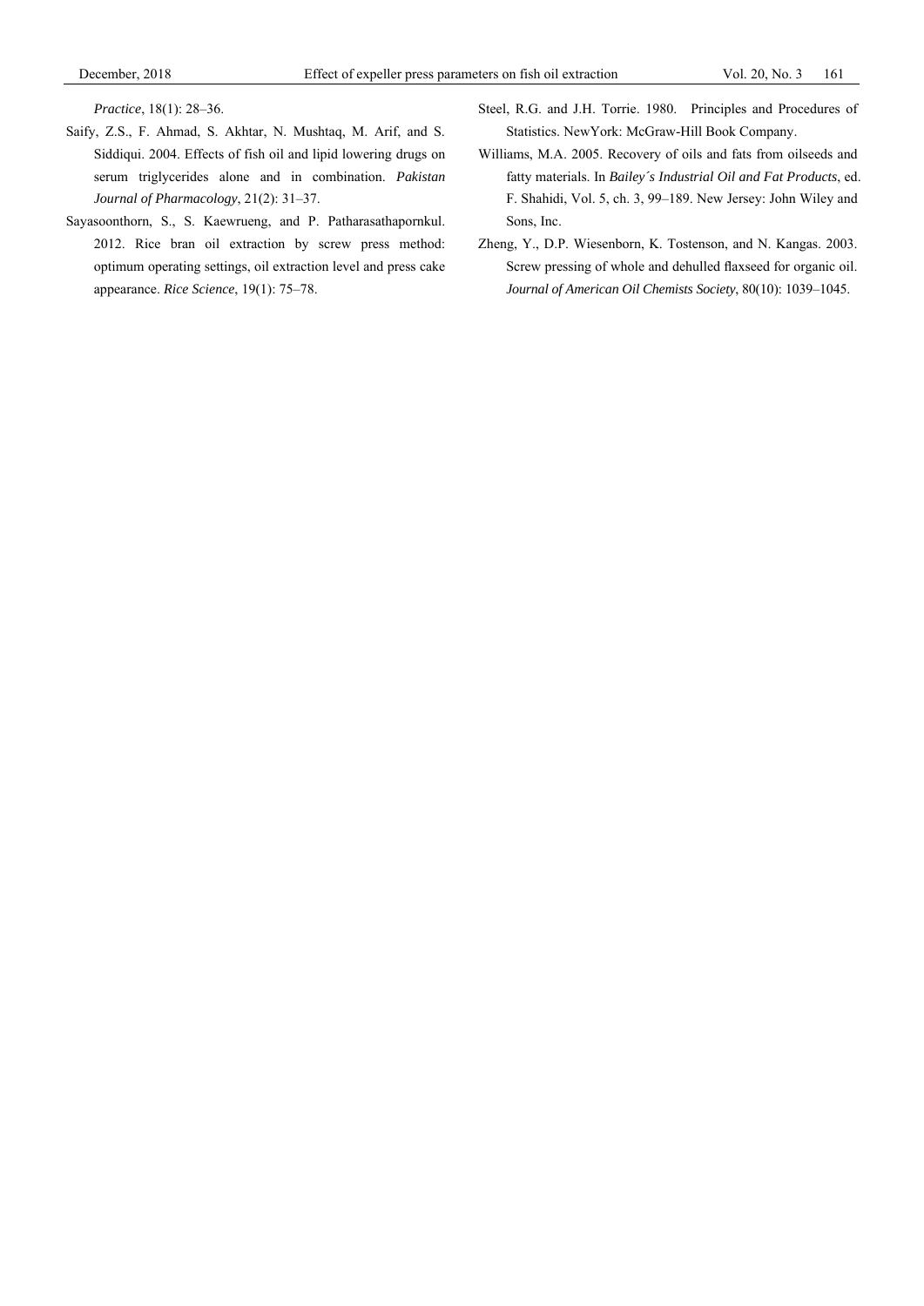*Practice*, 18(1): 28–36.

Saify, Z.S., F. Ahmad, S. Akhtar, N. Mushtaq, M. Arif, and S. Siddiqui. 2004. Effects of fish oil and lipid lowering drugs on serum triglycerides alone and in combination. *Pakistan Journal of Pharmacology*, 21(2): 31–37.

Sayasoonthorn, S., S. Kaewrueng, and P. Patharasathapornkul. 2012. Rice bran oil extraction by screw press method: optimum operating settings, oil extraction level and press cake appearance. *Rice Science*, 19(1): 75–78.

Steel, R.G. and J.H. Torrie. 1980. Principles and Procedures of Statistics. NewYork: McGraw-Hill Book Company.

Williams, M.A. 2005. Recovery of oils and fats from oilseeds and fatty materials. In *Bailey´s Industrial Oil and Fat Products*, ed. F. Shahidi, Vol. 5, ch. 3, 99–189. New Jersey: John Wiley and Sons, Inc.

Zheng, Y., D.P. Wiesenborn, K. Tostenson, and N. Kangas. 2003. Screw pressing of whole and dehulled flaxseed for organic oil. *Journal of American Oil Chemists Society*, 80(10): 1039–1045.